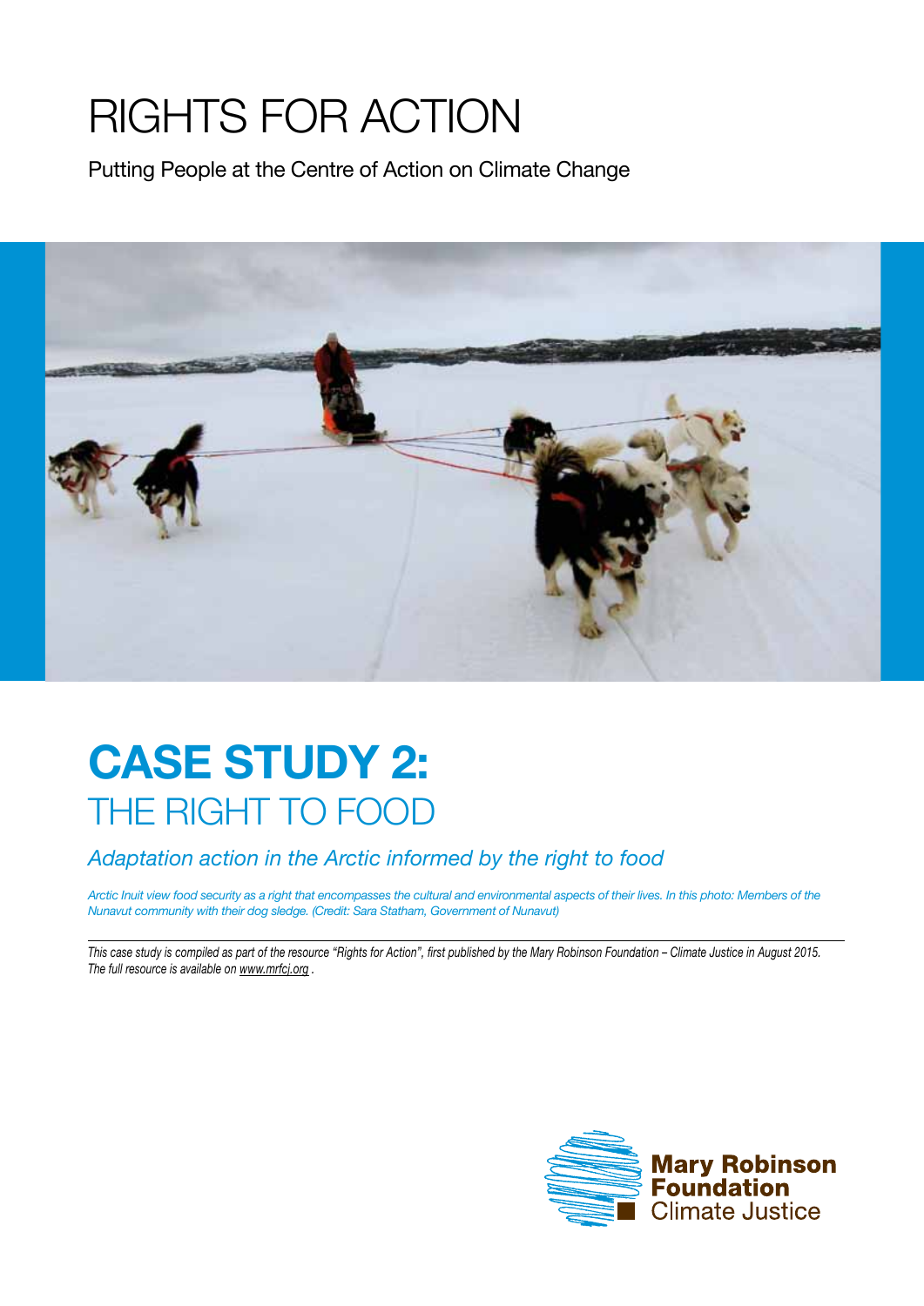# RIGHTS FOR ACTION

Putting People at the Centre of Action on Climate Change

## CASE STUDY 2: THE RIGHT TO FOOD

*Adaptation action in the Arctic informed by the right to food*

*Arctic Inuit view food security as a right that encompasses the cultural and environmental aspects of their lives. In this photo: Members of the Nunavut community with their dog sledge. (Credit: Sara Statham, Government of Nunavut)*

---

*This case study is compiled as part of the resource "Rights for Action", first published by the Mary Robinson Foundation – Climate Justice in August 2015. The full resource is available on www.mrfcj.org .*

**Mary Robinson Foundation**
Climate Justice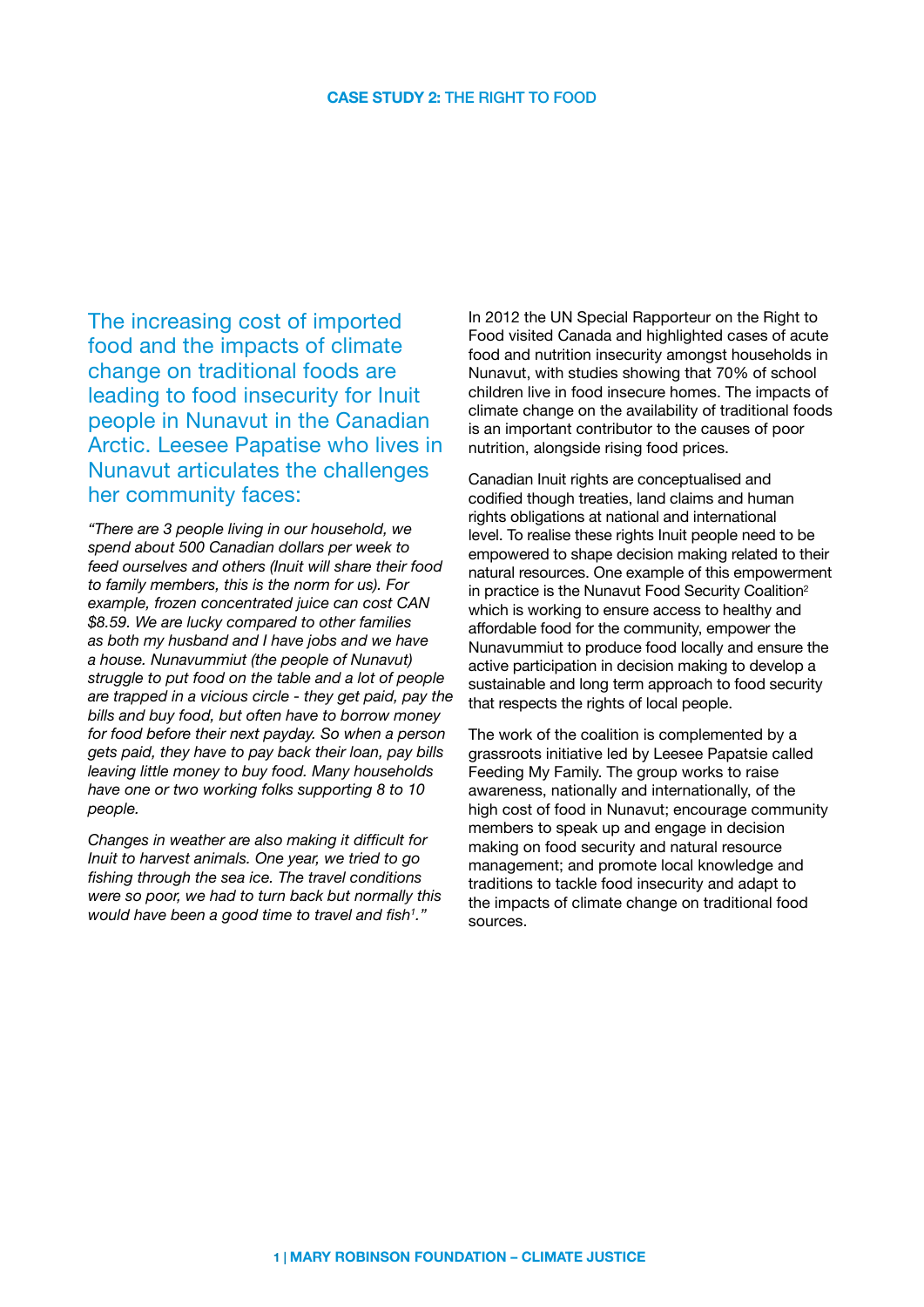## CASE STUDY 2: THE RIGHT TO FOOD

### The increasing cost of imported food and the impacts of climate change on traditional foods are leading to food insecurity for Inuit people in Nunavut in the Canadian Arctic. Leesee Papatise who lives in Nunavut articulates the challenges her community faces:

*"There are 3 people living in our household, we spend about 500 Canadian dollars per week to feed ourselves and others (Inuit will share their food to family members, this is the norm for us). For example, frozen concentrated juice can cost CAN $8.59. We are lucky compared to other families as both my husband and I have jobs and we have a house. Nunavummiut (the people of Nunavut) struggle to put food on the table and a lot of people are trapped in a vicious circle - they get paid, pay the bills and buy food, but often have to borrow money for food before their next payday. So when a person gets paid, they have to pay back their loan, pay bills leaving little money to buy food. Many households have one or two working folks supporting 8 to 10 people.*

*Changes in weather are also making it difficult for Inuit to harvest animals. One year, we tried to go fishing through the sea ice. The travel conditions were so poor, we had to turn back but normally this would have been a good time to travel and fish[1]."*

In 2012 the UN Special Rapporteur on the Right to Food visited Canada and highlighted cases of acute food and nutrition insecurity amongst households in Nunavut, with studies showing that 70% of school children live in food insecure homes. The impacts of climate change on the availability of traditional foods is an important contributor to the causes of poor nutrition, alongside rising food prices.

Canadian Inuit rights are conceptualised and codified though treaties, land claims and human rights obligations at national and international level. To realise these rights Inuit people need to be empowered to shape decision making related to their natural resources. One example of this empowerment in practice is the Nunavut Food Security Coalition[2] which is working to ensure access to healthy and affordable food for the community, empower the Nunavummiut to produce food locally and ensure the active participation in decision making to develop a sustainable and long term approach to food security that respects the rights of local people.

The work of the coalition is complemented by a grassroots initiative led by Leesee Papatsie called Feeding My Family. The group works to raise awareness, nationally and internationally, of the high cost of food in Nunavut; encourage community members to speak up and engage in decision making on food security and natural resource management; and promote local knowledge and traditions to tackle food insecurity and adapt to the impacts of climate change on traditional food sources.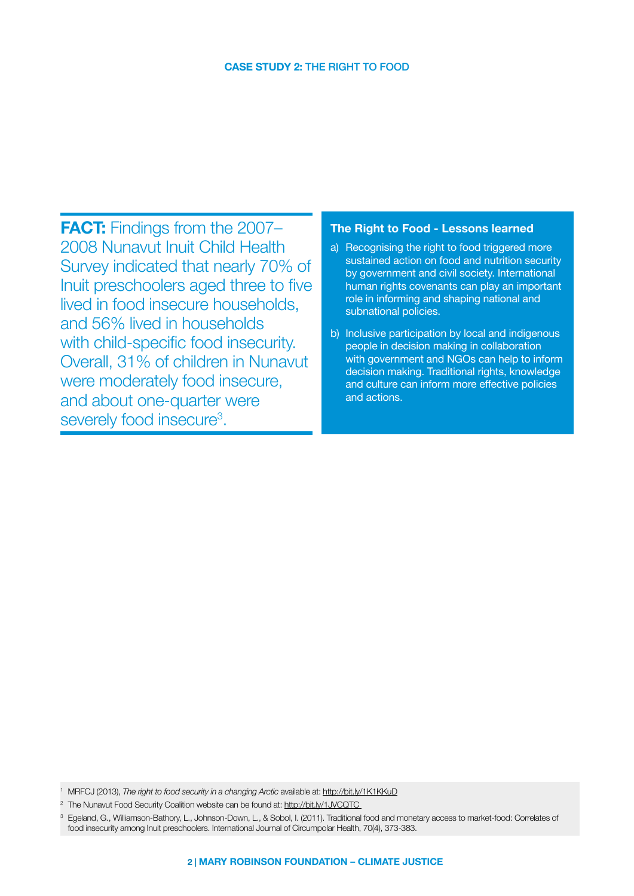**FACT:** Findings from the 2007–2008 Nunavut Inuit Child Health Survey indicated that nearly 70% of Inuit preschoolers aged three to five lived in food insecure households, and 56% lived in households with child-specific food insecurity. Overall, 31% of children in Nunavut were moderately food insecure, and about one-quarter were severely food insecure[3].

**The Right to Food - Lessons learned**

a) Recognising the right to food triggered more sustained action on food and nutrition security by government and civil society. International human rights covenants can play an important role in informing and shaping national and subnational policies.

b) Inclusive participation by local and indigenous people in decision making in collaboration with government and NGOs can help to inform decision making. Traditional rights, knowledge and culture can inform more effective policies and actions.

---

[1] MRFCJ (2013), *The right to food security in a changing Arctic* available at: http://bit.ly/1K1KKuD

[2] The Nunavut Food Security Coalition website can be found at: http://bit.ly/1JVCQTC

[3] Egeland, G., Williamson-Bathory, L., Johnson-Down, L., & Sobol, I. (2011). Traditional food and monetary access to market-food: Correlates of food insecurity among Inuit preschoolers. International Journal of Circumpolar Health, 70(4), 373-383.